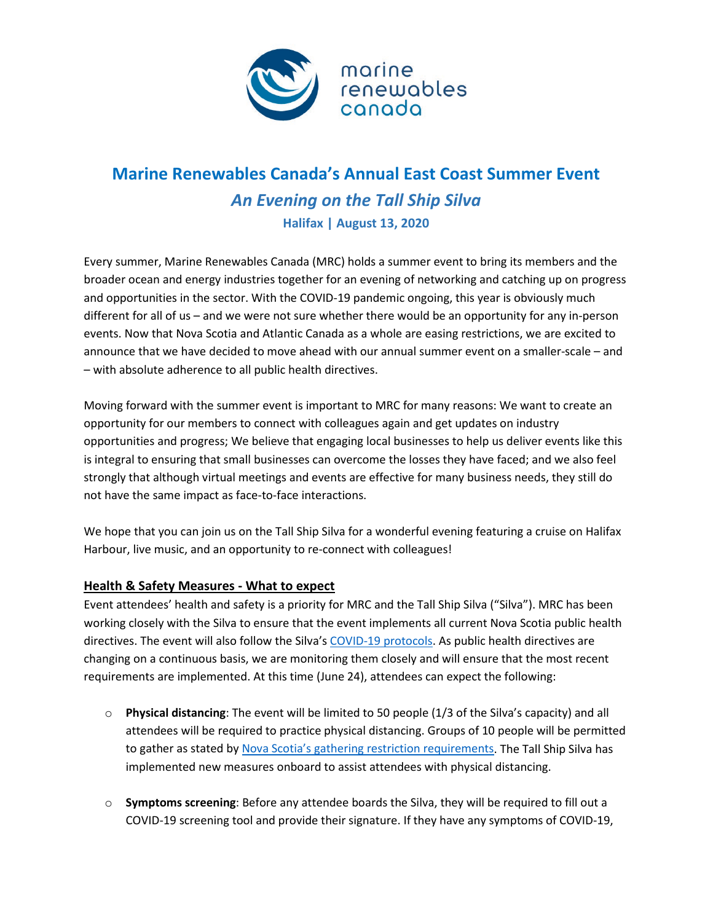# Marine Renewables Canada's Annual East Coast Summer Event

## *An Evening on the Tall Ship Silva*

### Halifax | August 13, 2020

Every summer, Marine Renewables Canada (MRC) holds a summer event to bring its members and the broader ocean and energy industries together for an evening of networking and catching up on progress and opportunities in the sector. With the COVID-19 pandemic ongoing, this year is obviously much different for all of us – and we were not sure whether there would be an opportunity for any in-person events. Now that Nova Scotia and Atlantic Canada as a whole are easing restrictions, we are excited to announce that we have decided to move ahead with our annual summer event on a smaller-scale – and – with absolute adherence to all public health directives.

Moving forward with the summer event is important to MRC for many reasons: We want to create an opportunity for our members to connect with colleagues again and get updates on industry opportunities and progress; We believe that engaging local businesses to help us deliver events like this is integral to ensuring that small businesses can overcome the losses they have faced; and we also feel strongly that although virtual meetings and events are effective for many business needs, they still do not have the same impact as face-to-face interactions.

We hope that you can join us on the Tall Ship Silva for a wonderful evening featuring a cruise on Halifax Harbour, live music, and an opportunity to re-connect with colleagues!

**Health & Safety Measures - What to expect**

Event attendees' health and safety is a priority for MRC and the Tall Ship Silva ("Silva"). MRC has been working closely with the Silva to ensure that the event implements all current Nova Scotia public health directives. The event will also follow the Silva's COVID-19 protocols. As public health directives are changing on a continuous basis, we are monitoring them closely and will ensure that the most recent requirements are implemented. At this time (June 24), attendees can expect the following:

- **Physical distancing**: The event will be limited to 50 people (1/3 of the Silva's capacity) and all attendees will be required to practice physical distancing. Groups of 10 people will be permitted to gather as stated by Nova Scotia's gathering restriction requirements. The Tall Ship Silva has implemented new measures onboard to assist attendees with physical distancing.

- **Symptoms screening**: Before any attendee boards the Silva, they will be required to fill out a COVID-19 screening tool and provide their signature. If they have any symptoms of COVID-19,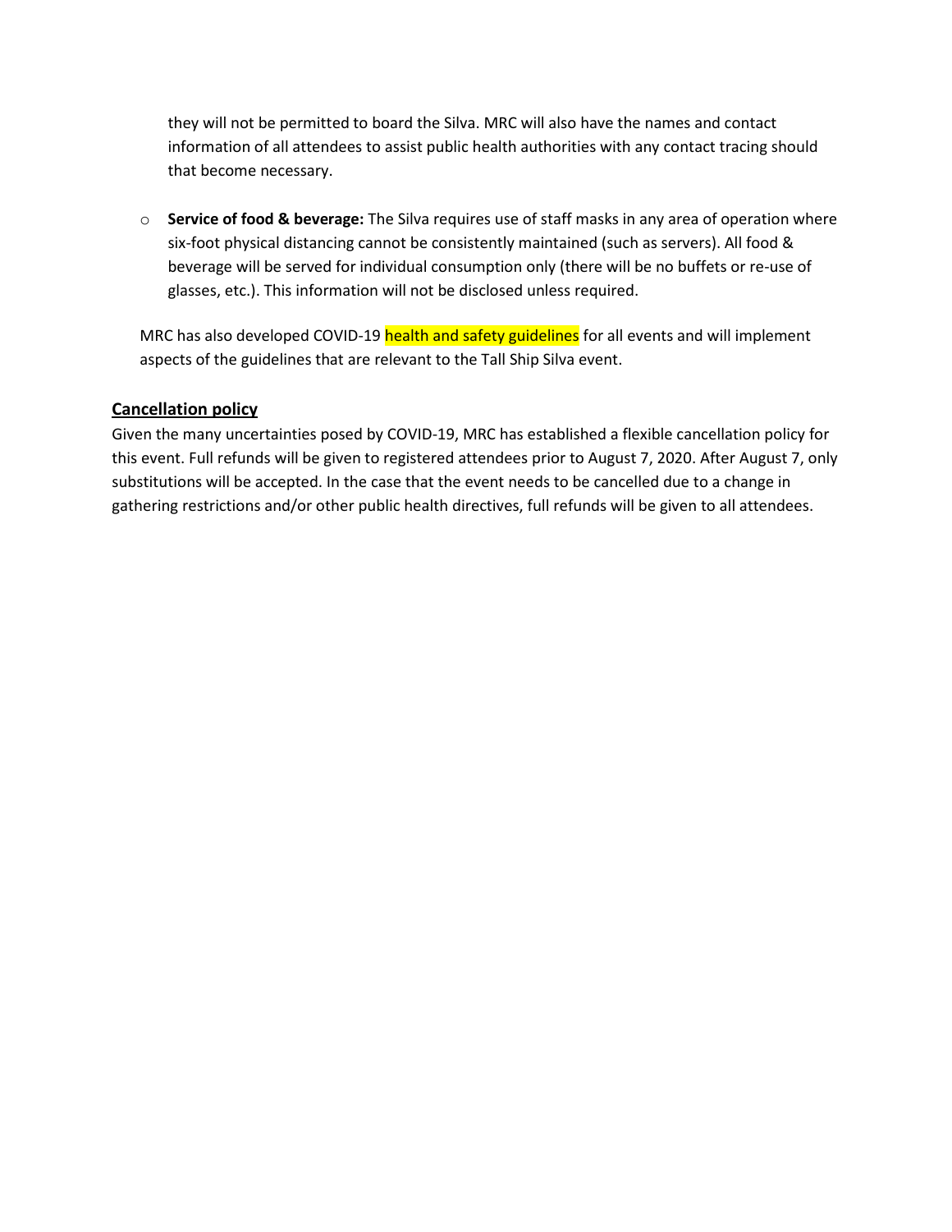they will not be permitted to board the Silva. MRC will also have the names and contact information of all attendees to assist public health authorities with any contact tracing should that become necessary.

- **Service of food & beverage:** The Silva requires use of staff masks in any area of operation where six-foot physical distancing cannot be consistently maintained (such as servers). All food & beverage will be served for individual consumption only (there will be no buffets or re-use of glasses, etc.). This information will not be disclosed unless required.

MRC has also developed COVID-19 health and safety guidelines for all events and will implement aspects of the guidelines that are relevant to the Tall Ship Silva event.

## Cancellation policy

Given the many uncertainties posed by COVID-19, MRC has established a flexible cancellation policy for this event. Full refunds will be given to registered attendees prior to August 7, 2020. After August 7, only substitutions will be accepted. In the case that the event needs to be cancelled due to a change in gathering restrictions and/or other public health directives, full refunds will be given to all attendees.